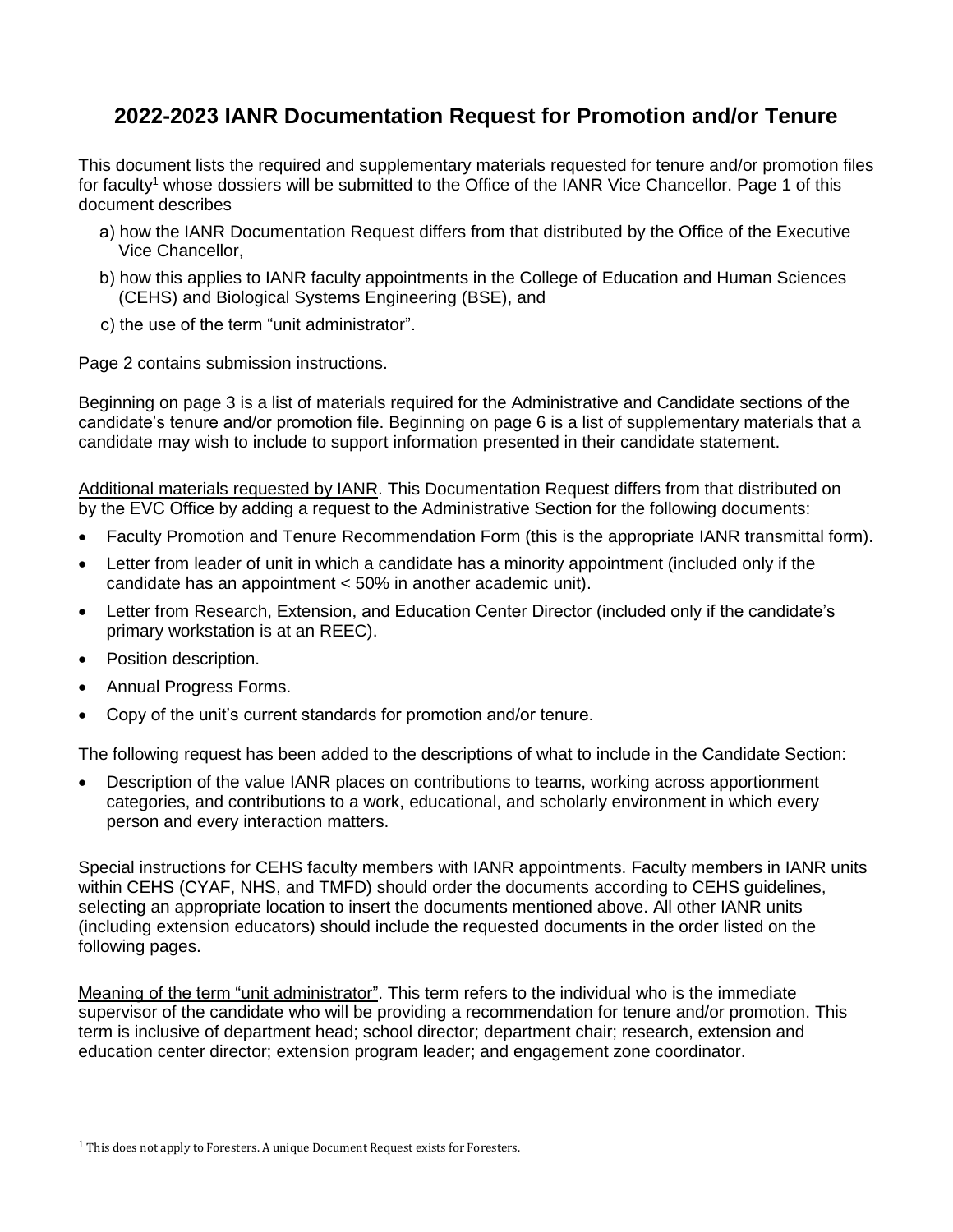# 2022-2023 IANR Documentation Request for Promotion and/or Tenure

This document lists the required and supplementary materials requested for tenure and/or promotion files for faculty[1] whose dossiers will be submitted to the Office of the IANR Vice Chancellor. Page 1 of this document describes

a) how the IANR Documentation Request differs from that distributed by the Office of the Executive Vice Chancellor,

b) how this applies to IANR faculty appointments in the College of Education and Human Sciences (CEHS) and Biological Systems Engineering (BSE), and

c) the use of the term "unit administrator".

Page 2 contains submission instructions.

Beginning on page 3 is a list of materials required for the Administrative and Candidate sections of the candidate's tenure and/or promotion file. Beginning on page 6 is a list of supplementary materials that a candidate may wish to include to support information presented in their candidate statement.

Additional materials requested by IANR. This Documentation Request differs from that distributed on by the EVC Office by adding a request to the Administrative Section for the following documents:

- Faculty Promotion and Tenure Recommendation Form (this is the appropriate IANR transmittal form).
- Letter from leader of unit in which a candidate has a minority appointment (included only if the candidate has an appointment < 50% in another academic unit).
- Letter from Research, Extension, and Education Center Director (included only if the candidate's primary workstation is at an REEC).
- Position description.
- Annual Progress Forms.
- Copy of the unit's current standards for promotion and/or tenure.

The following request has been added to the descriptions of what to include in the Candidate Section:

- Description of the value IANR places on contributions to teams, working across apportionment categories, and contributions to a work, educational, and scholarly environment in which every person and every interaction matters.

Special instructions for CEHS faculty members with IANR appointments. Faculty members in IANR units within CEHS (CYAF, NHS, and TMFD) should order the documents according to CEHS guidelines, selecting an appropriate location to insert the documents mentioned above. All other IANR units (including extension educators) should include the requested documents in the order listed on the following pages.

Meaning of the term "unit administrator". This term refers to the individual who is the immediate supervisor of the candidate who will be providing a recommendation for tenure and/or promotion. This term is inclusive of department head; school director; department chair; research, extension and education center director; extension program leader; and engagement zone coordinator.

---

[1] This does not apply to Foresters. A unique Document Request exists for Foresters.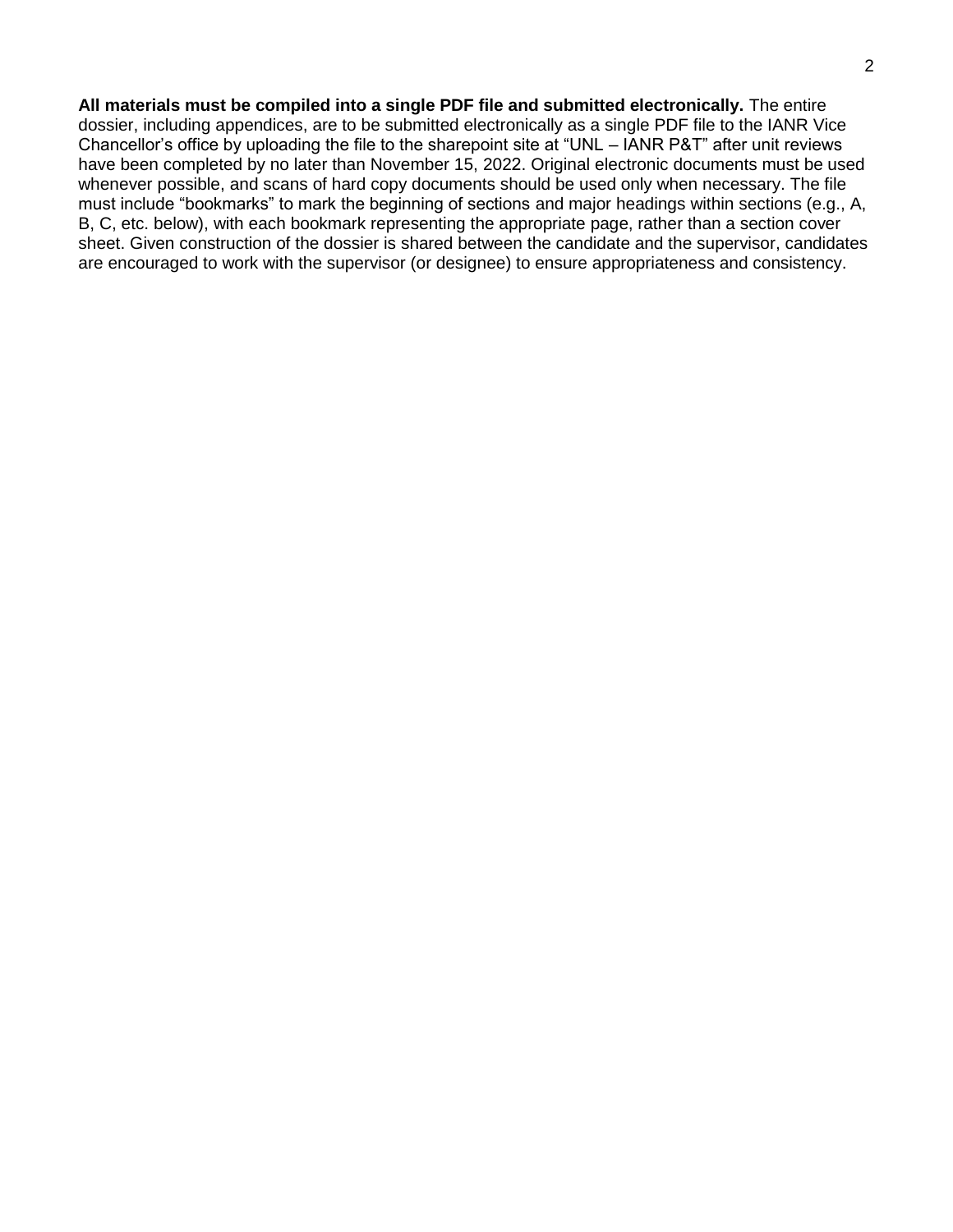**All materials must be compiled into a single PDF file and submitted electronically.** The entire dossier, including appendices, are to be submitted electronically as a single PDF file to the IANR Vice Chancellor's office by uploading the file to the sharepoint site at "UNL – IANR P&T" after unit reviews have been completed by no later than November 15, 2022. Original electronic documents must be used whenever possible, and scans of hard copy documents should be used only when necessary. The file must include "bookmarks" to mark the beginning of sections and major headings within sections (e.g., A, B, C, etc. below), with each bookmark representing the appropriate page, rather than a section cover sheet. Given construction of the dossier is shared between the candidate and the supervisor, candidates are encouraged to work with the supervisor (or designee) to ensure appropriateness and consistency.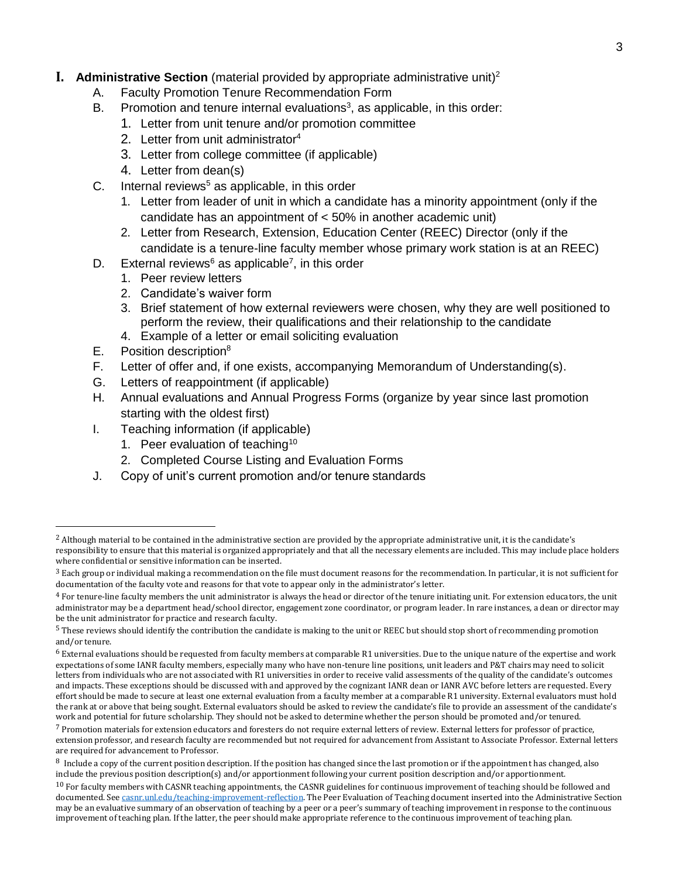# I. **Administrative Section** (material provided by appropriate administrative unit)[2]

A. Faculty Promotion Tenure Recommendation Form

B. Promotion and tenure internal evaluations[3], as applicable, in this order:
   1. Letter from unit tenure and/or promotion committee
   2. Letter from unit administrator[4]
   3. Letter from college committee (if applicable)
   4. Letter from dean(s)

C. Internal reviews[5] as applicable, in this order
   1. Letter from leader of unit in which a candidate has a minority appointment (only if the candidate has an appointment of < 50% in another academic unit)
   2. Letter from Research, Extension, Education Center (REEC) Director (only if the candidate is a tenure-line faculty member whose primary work station is at an REEC)

D. External reviews[6] as applicable[7], in this order
   1. Peer review letters
   2. Candidate's waiver form
   3. Brief statement of how external reviewers were chosen, why they are well positioned to perform the review, their qualifications and their relationship to the candidate
   4. Example of a letter or email soliciting evaluation

E. Position description[8]

F. Letter of offer and, if one exists, accompanying Memorandum of Understanding(s).

G. Letters of reappointment (if applicable)

H. Annual evaluations and Annual Progress Forms (organize by year since last promotion starting with the oldest first)

I. Teaching information (if applicable)
   1. Peer evaluation of teaching[10]
   2. Completed Course Listing and Evaluation Forms

J. Copy of unit's current promotion and/or tenure standards

---

[2] Although material to be contained in the administrative section are provided by the appropriate administrative unit, it is the candidate's responsibility to ensure that this material is organized appropriately and that all the necessary elements are included. This may include place holders where confidential or sensitive information can be inserted.

[3] Each group or individual making a recommendation on the file must document reasons for the recommendation. In particular, it is not sufficient for documentation of the faculty vote and reasons for that vote to appear only in the administrator's letter.

[4] For tenure-line faculty members the unit administrator is always the head or director of the tenure initiating unit. For extension educators, the unit administrator may be a department head/school director, engagement zone coordinator, or program leader. In rare instances, a dean or director may be the unit administrator for practice and research faculty.

[5] These reviews should identify the contribution the candidate is making to the unit or REEC but should stop short of recommending promotion and/or tenure.

[6] External evaluations should be requested from faculty members at comparable R1 universities. Due to the unique nature of the expertise and work expectations of some IANR faculty members, especially many who have non-tenure line positions, unit leaders and P&T chairs may need to solicit letters from individuals who are not associated with R1 universities in order to receive valid assessments of the quality of the candidate's outcomes and impacts. These exceptions should be discussed with and approved by the cognizant IANR dean or IANR AVC before letters are requested. Every effort should be made to secure at least one external evaluation from a faculty member at a comparable R1 university. External evaluators must hold the rank at or above that being sought. External evaluators should be asked to review the candidate's file to provide an assessment of the candidate's work and potential for future scholarship. They should not be asked to determine whether the person should be promoted and/or tenured.

[7] Promotion materials for extension educators and foresters do not require external letters of review. External letters for professor of practice, extension professor, and research faculty are recommended but not required for advancement from Assistant to Associate Professor. External letters are required for advancement to Professor.

[8] Include a copy of the current position description. If the position has changed since the last promotion or if the appointment has changed, also include the previous position description(s) and/or apportionment following your current position description and/or apportionment.

[10] For faculty members with CASNR teaching appointments, the CASNR guidelines for continuous improvement of teaching should be followed and documented. See casnr.unl.edu/teaching-improvement-reflection. The Peer Evaluation of Teaching document inserted into the Administrative Section may be an evaluative summary of an observation of teaching by a peer or a peer's summary of teaching improvement in response to the continuous improvement of teaching plan. If the latter, the peer should make appropriate reference to the continuous improvement of teaching plan.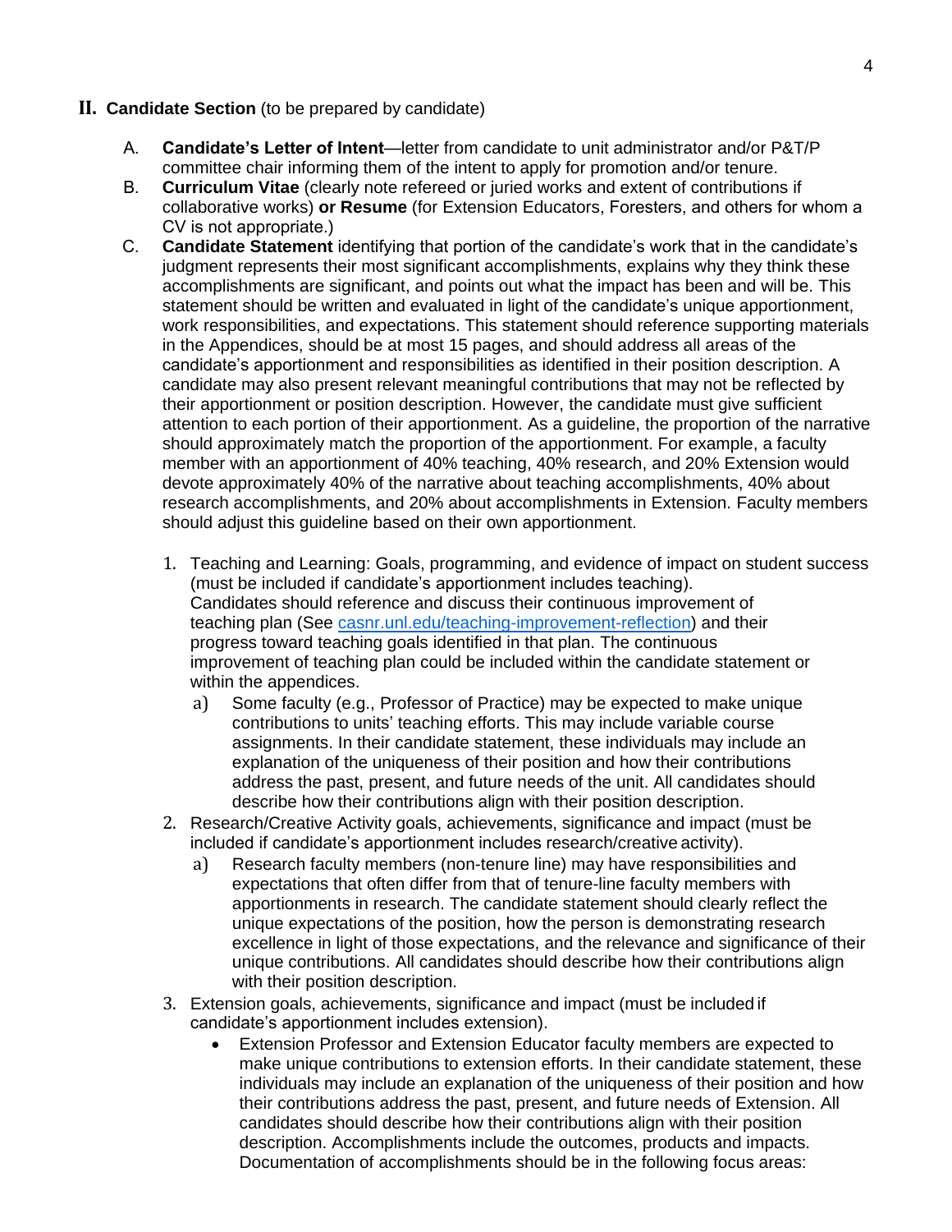## II. **Candidate Section** (to be prepared by candidate)

A. **Candidate's Letter of Intent**—letter from candidate to unit administrator and/or P&T/P committee chair informing them of the intent to apply for promotion and/or tenure.

B. **Curriculum Vitae** (clearly note refereed or juried works and extent of contributions if collaborative works) **or Resume** (for Extension Educators, Foresters, and others for whom a CV is not appropriate.)

C. **Candidate Statement** identifying that portion of the candidate's work that in the candidate's judgment represents their most significant accomplishments, explains why they think these accomplishments are significant, and points out what the impact has been and will be. This statement should be written and evaluated in light of the candidate's unique apportionment, work responsibilities, and expectations. This statement should reference supporting materials in the Appendices, should be at most 15 pages, and should address all areas of the candidate's apportionment and responsibilities as identified in their position description. A candidate may also present relevant meaningful contributions that may not be reflected by their apportionment or position description. However, the candidate must give sufficient attention to each portion of their apportionment. As a guideline, the proportion of the narrative should approximately match the proportion of the apportionment. For example, a faculty member with an apportionment of 40% teaching, 40% research, and 20% Extension would devote approximately 40% of the narrative about teaching accomplishments, 40% about research accomplishments, and 20% about accomplishments in Extension. Faculty members should adjust this guideline based on their own apportionment.

1. Teaching and Learning: Goals, programming, and evidence of impact on student success (must be included if candidate's apportionment includes teaching). Candidates should reference and discuss their continuous improvement of teaching plan (See [casnr.unl.edu/teaching-improvement-reflection](casnr.unl.edu/teaching-improvement-reflection)) and their progress toward teaching goals identified in that plan. The continuous improvement of teaching plan could be included within the candidate statement or within the appendices.
   a) Some faculty (e.g., Professor of Practice) may be expected to make unique contributions to units' teaching efforts. This may include variable course assignments. In their candidate statement, these individuals may include an explanation of the uniqueness of their position and how their contributions address the past, present, and future needs of the unit. All candidates should describe how their contributions align with their position description.
2. Research/Creative Activity goals, achievements, significance and impact (must be included if candidate's apportionment includes research/creative activity).
   a) Research faculty members (non-tenure line) may have responsibilities and expectations that often differ from that of tenure-line faculty members with apportionments in research. The candidate statement should clearly reflect the unique expectations of the position, how the person is demonstrating research excellence in light of those expectations, and the relevance and significance of their unique contributions. All candidates should describe how their contributions align with their position description.
3. Extension goals, achievements, significance and impact (must be included if candidate's apportionment includes extension).
   - Extension Professor and Extension Educator faculty members are expected to make unique contributions to extension efforts. In their candidate statement, these individuals may include an explanation of the uniqueness of their position and how their contributions address the past, present, and future needs of Extension. All candidates should describe how their contributions align with their position description. Accomplishments include the outcomes, products and impacts. Documentation of accomplishments should be in the following focus areas: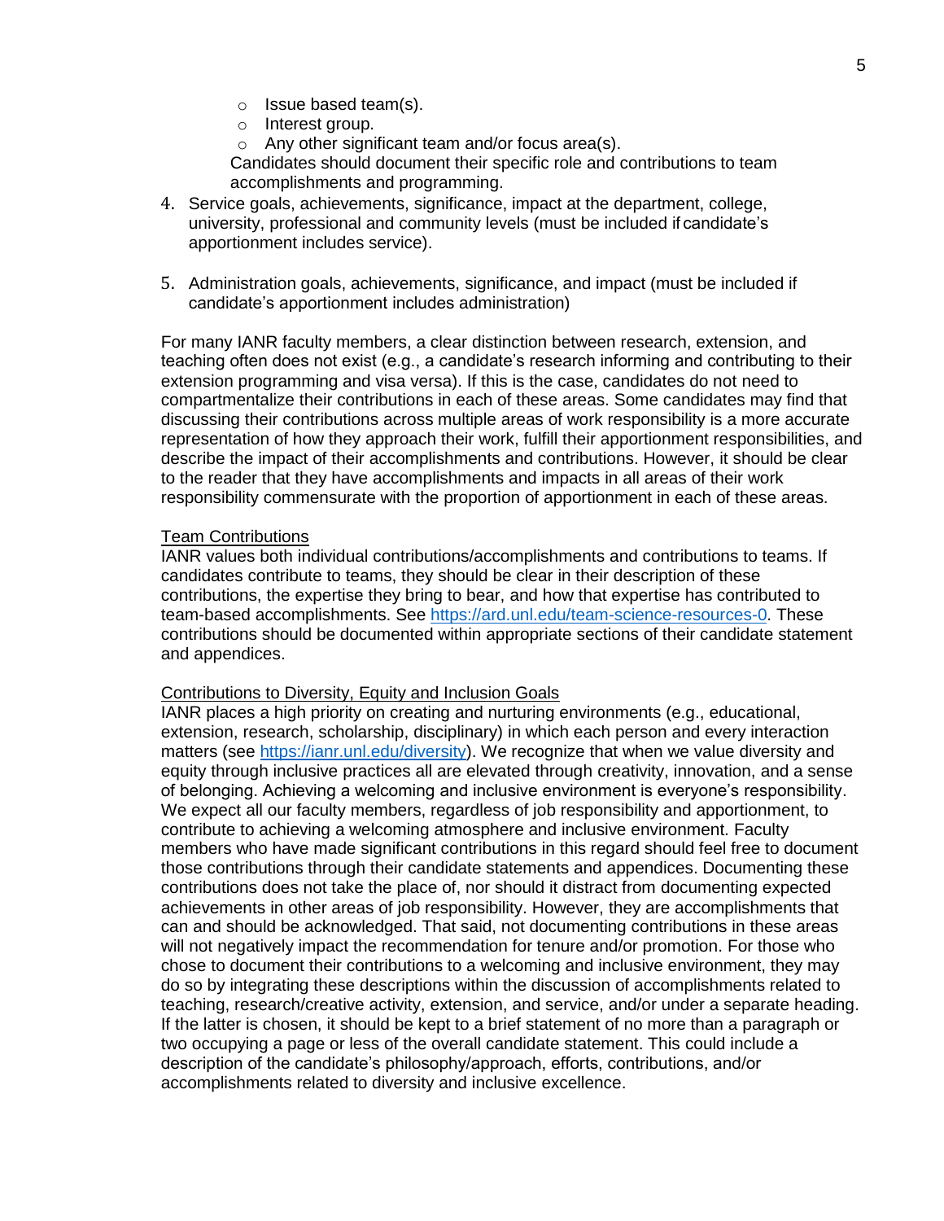- Issue based team(s).
  - Interest group.
  - Any other significant team and/or focus area(s).

  Candidates should document their specific role and contributions to team accomplishments and programming.

4. Service goals, achievements, significance, impact at the department, college, university, professional and community levels (must be included if candidate's apportionment includes service).

5. Administration goals, achievements, significance, and impact (must be included if candidate's apportionment includes administration)

For many IANR faculty members, a clear distinction between research, extension, and teaching often does not exist (e.g., a candidate's research informing and contributing to their extension programming and visa versa). If this is the case, candidates do not need to compartmentalize their contributions in each of these areas. Some candidates may find that discussing their contributions across multiple areas of work responsibility is a more accurate representation of how they approach their work, fulfill their apportionment responsibilities, and describe the impact of their accomplishments and contributions. However, it should be clear to the reader that they have accomplishments and impacts in all areas of their work responsibility commensurate with the proportion of apportionment in each of these areas.

<u>Team Contributions</u>

IANR values both individual contributions/accomplishments and contributions to teams. If candidates contribute to teams, they should be clear in their description of these contributions, the expertise they bring to bear, and how that expertise has contributed to team-based accomplishments. See https://ard.unl.edu/team-science-resources-0. These contributions should be documented within appropriate sections of their candidate statement and appendices.

<u>Contributions to Diversity, Equity and Inclusion Goals</u>

IANR places a high priority on creating and nurturing environments (e.g., educational, extension, research, scholarship, disciplinary) in which each person and every interaction matters (see https://ianr.unl.edu/diversity). We recognize that when we value diversity and equity through inclusive practices all are elevated through creativity, innovation, and a sense of belonging. Achieving a welcoming and inclusive environment is everyone's responsibility. We expect all our faculty members, regardless of job responsibility and apportionment, to contribute to achieving a welcoming atmosphere and inclusive environment. Faculty members who have made significant contributions in this regard should feel free to document those contributions through their candidate statements and appendices. Documenting these contributions does not take the place of, nor should it distract from documenting expected achievements in other areas of job responsibility. However, they are accomplishments that can and should be acknowledged. That said, not documenting contributions in these areas will not negatively impact the recommendation for tenure and/or promotion. For those who chose to document their contributions to a welcoming and inclusive environment, they may do so by integrating these descriptions within the discussion of accomplishments related to teaching, research/creative activity, extension, and service, and/or under a separate heading. If the latter is chosen, it should be kept to a brief statement of no more than a paragraph or two occupying a page or less of the overall candidate statement. This could include a description of the candidate's philosophy/approach, efforts, contributions, and/or accomplishments related to diversity and inclusive excellence.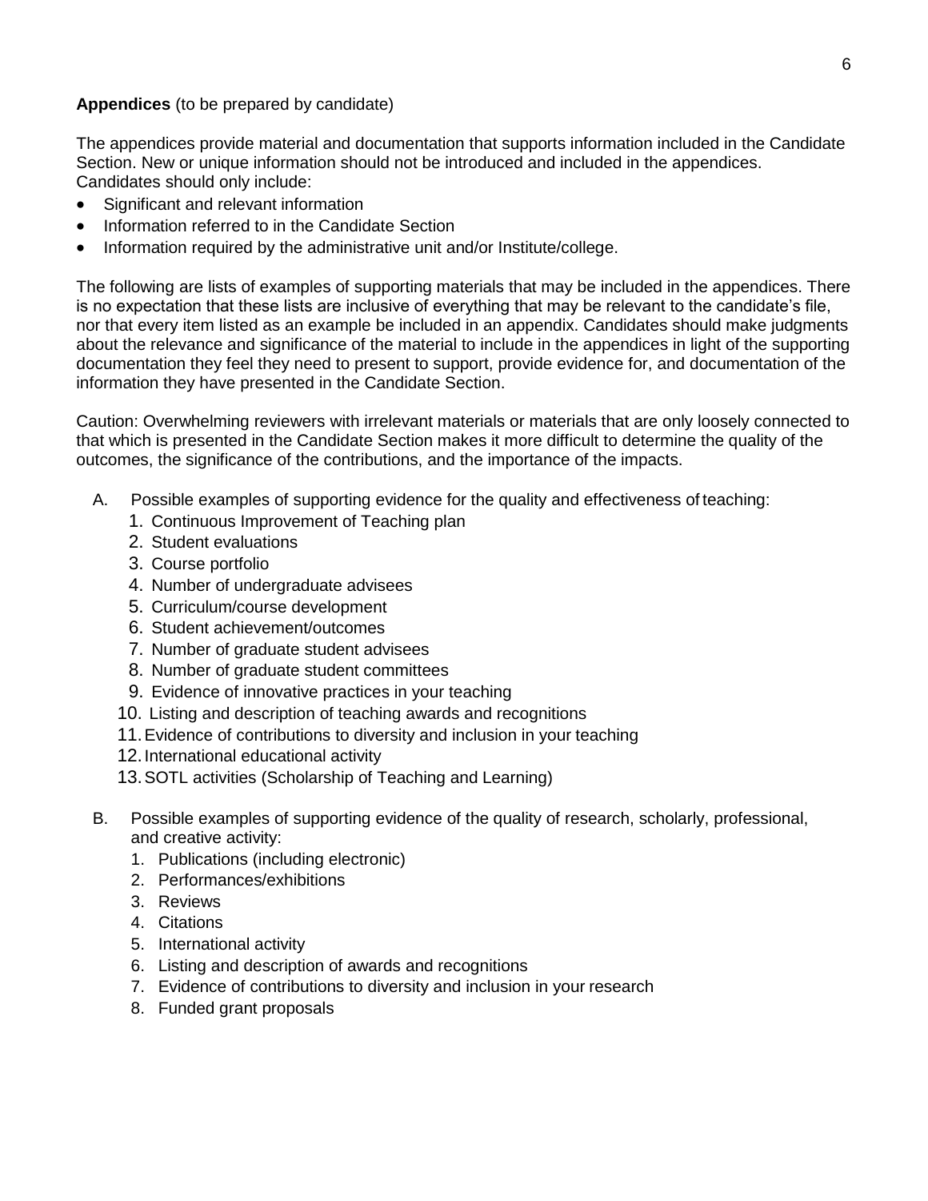**Appendices** (to be prepared by candidate)

The appendices provide material and documentation that supports information included in the Candidate Section. New or unique information should not be introduced and included in the appendices. Candidates should only include:

- Significant and relevant information
- Information referred to in the Candidate Section
- Information required by the administrative unit and/or Institute/college.

The following are lists of examples of supporting materials that may be included in the appendices. There is no expectation that these lists are inclusive of everything that may be relevant to the candidate's file, nor that every item listed as an example be included in an appendix. Candidates should make judgments about the relevance and significance of the material to include in the appendices in light of the supporting documentation they feel they need to present to support, provide evidence for, and documentation of the information they have presented in the Candidate Section.

Caution: Overwhelming reviewers with irrelevant materials or materials that are only loosely connected to that which is presented in the Candidate Section makes it more difficult to determine the quality of the outcomes, the significance of the contributions, and the importance of the impacts.

A. Possible examples of supporting evidence for the quality and effectiveness of teaching:
   1. Continuous Improvement of Teaching plan
   2. Student evaluations
   3. Course portfolio
   4. Number of undergraduate advisees
   5. Curriculum/course development
   6. Student achievement/outcomes
   7. Number of graduate student advisees
   8. Number of graduate student committees
   9. Evidence of innovative practices in your teaching
   10. Listing and description of teaching awards and recognitions
   11. Evidence of contributions to diversity and inclusion in your teaching
   12. International educational activity
   13. SOTL activities (Scholarship of Teaching and Learning)

B. Possible examples of supporting evidence of the quality of research, scholarly, professional, and creative activity:
   1. Publications (including electronic)
   2. Performances/exhibitions
   3. Reviews
   4. Citations
   5. International activity
   6. Listing and description of awards and recognitions
   7. Evidence of contributions to diversity and inclusion in your research
   8. Funded grant proposals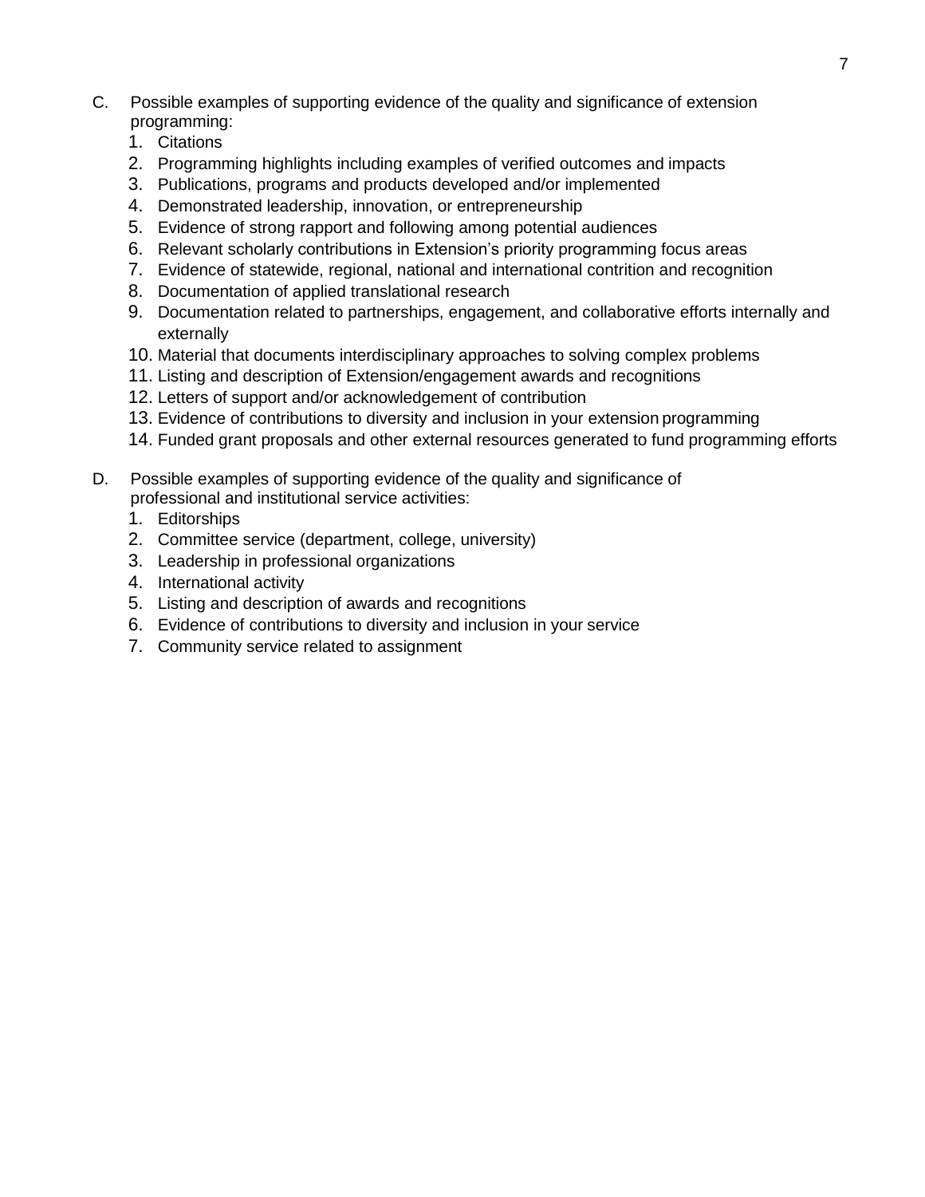C. Possible examples of supporting evidence of the quality and significance of extension programming:
   1. Citations
   2. Programming highlights including examples of verified outcomes and impacts
   3. Publications, programs and products developed and/or implemented
   4. Demonstrated leadership, innovation, or entrepreneurship
   5. Evidence of strong rapport and following among potential audiences
   6. Relevant scholarly contributions in Extension's priority programming focus areas
   7. Evidence of statewide, regional, national and international contrition and recognition
   8. Documentation of applied translational research
   9. Documentation related to partnerships, engagement, and collaborative efforts internally and externally
   10. Material that documents interdisciplinary approaches to solving complex problems
   11. Listing and description of Extension/engagement awards and recognitions
   12. Letters of support and/or acknowledgement of contribution
   13. Evidence of contributions to diversity and inclusion in your extension programming
   14. Funded grant proposals and other external resources generated to fund programming efforts

D. Possible examples of supporting evidence of the quality and significance of professional and institutional service activities:
   1. Editorships
   2. Committee service (department, college, university)
   3. Leadership in professional organizations
   4. International activity
   5. Listing and description of awards and recognitions
   6. Evidence of contributions to diversity and inclusion in your service
   7. Community service related to assignment